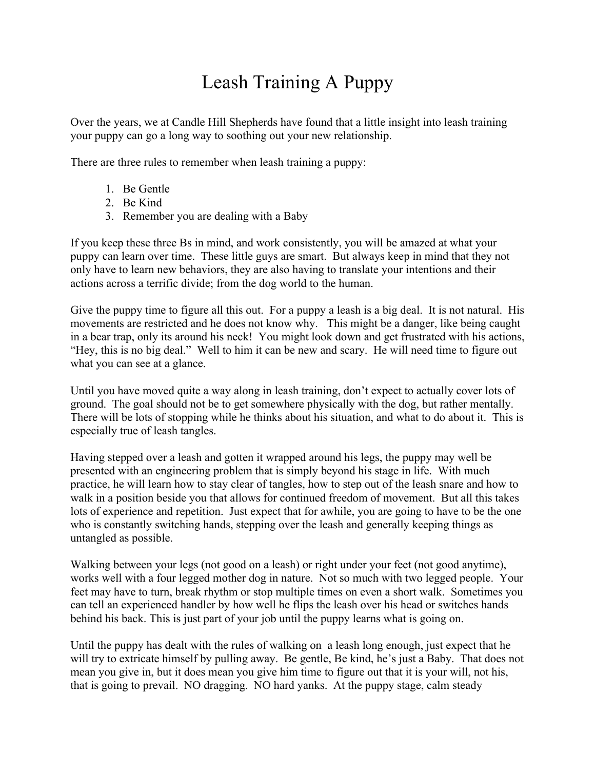# Leash Training A Puppy

Over the years, we at Candle Hill Shepherds have found that a little insight into leash training your puppy can go a long way to soothing out your new relationship.

There are three rules to remember when leash training a puppy:

1. Be Gentle
2. Be Kind
3. Remember you are dealing with a Baby

If you keep these three Bs in mind, and work consistently, you will be amazed at what your puppy can learn over time. These little guys are smart. But always keep in mind that they not only have to learn new behaviors, they are also having to translate your intentions and their actions across a terrific divide; from the dog world to the human.

Give the puppy time to figure all this out. For a puppy a leash is a big deal. It is not natural. His movements are restricted and he does not know why. This might be a danger, like being caught in a bear trap, only its around his neck! You might look down and get frustrated with his actions, "Hey, this is no big deal." Well to him it can be new and scary. He will need time to figure out what you can see at a glance.

Until you have moved quite a way along in leash training, don't expect to actually cover lots of ground. The goal should not be to get somewhere physically with the dog, but rather mentally. There will be lots of stopping while he thinks about his situation, and what to do about it. This is especially true of leash tangles.

Having stepped over a leash and gotten it wrapped around his legs, the puppy may well be presented with an engineering problem that is simply beyond his stage in life. With much practice, he will learn how to stay clear of tangles, how to step out of the leash snare and how to walk in a position beside you that allows for continued freedom of movement. But all this takes lots of experience and repetition. Just expect that for awhile, you are going to have to be the one who is constantly switching hands, stepping over the leash and generally keeping things as untangled as possible.

Walking between your legs (not good on a leash) or right under your feet (not good anytime), works well with a four legged mother dog in nature. Not so much with two legged people. Your feet may have to turn, break rhythm or stop multiple times on even a short walk. Sometimes you can tell an experienced handler by how well he flips the leash over his head or switches hands behind his back. This is just part of your job until the puppy learns what is going on.

Until the puppy has dealt with the rules of walking on a leash long enough, just expect that he will try to extricate himself by pulling away. Be gentle, Be kind, he's just a Baby. That does not mean you give in, but it does mean you give him time to figure out that it is your will, not his, that is going to prevail. NO dragging. NO hard yanks. At the puppy stage, calm steady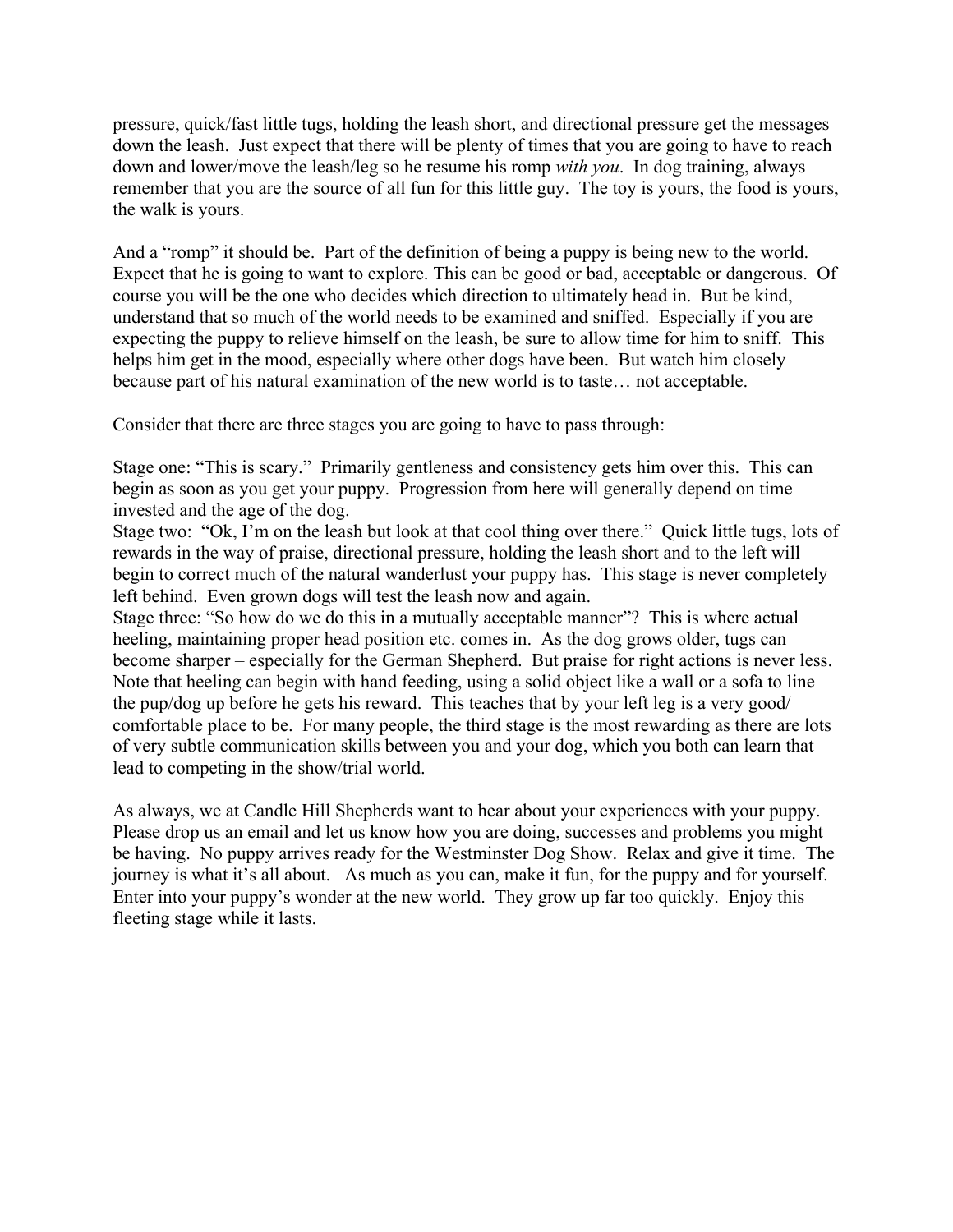pressure, quick/fast little tugs, holding the leash short, and directional pressure get the messages down the leash. Just expect that there will be plenty of times that you are going to have to reach down and lower/move the leash/leg so he resume his romp *with you*. In dog training, always remember that you are the source of all fun for this little guy. The toy is yours, the food is yours, the walk is yours.

And a "romp" it should be. Part of the definition of being a puppy is being new to the world. Expect that he is going to want to explore. This can be good or bad, acceptable or dangerous. Of course you will be the one who decides which direction to ultimately head in. But be kind, understand that so much of the world needs to be examined and sniffed. Especially if you are expecting the puppy to relieve himself on the leash, be sure to allow time for him to sniff. This helps him get in the mood, especially where other dogs have been. But watch him closely because part of his natural examination of the new world is to taste… not acceptable.

Consider that there are three stages you are going to have to pass through:

Stage one: "This is scary." Primarily gentleness and consistency gets him over this. This can begin as soon as you get your puppy. Progression from here will generally depend on time invested and the age of the dog.
Stage two: "Ok, I'm on the leash but look at that cool thing over there." Quick little tugs, lots of rewards in the way of praise, directional pressure, holding the leash short and to the left will begin to correct much of the natural wanderlust your puppy has. This stage is never completely left behind. Even grown dogs will test the leash now and again.
Stage three: "So how do we do this in a mutually acceptable manner"? This is where actual heeling, maintaining proper head position etc. comes in. As the dog grows older, tugs can become sharper – especially for the German Shepherd. But praise for right actions is never less. Note that heeling can begin with hand feeding, using a solid object like a wall or a sofa to line the pup/dog up before he gets his reward. This teaches that by your left leg is a very good/ comfortable place to be. For many people, the third stage is the most rewarding as there are lots of very subtle communication skills between you and your dog, which you both can learn that lead to competing in the show/trial world.

As always, we at Candle Hill Shepherds want to hear about your experiences with your puppy. Please drop us an email and let us know how you are doing, successes and problems you might be having. No puppy arrives ready for the Westminster Dog Show. Relax and give it time. The journey is what it's all about. As much as you can, make it fun, for the puppy and for yourself. Enter into your puppy's wonder at the new world. They grow up far too quickly. Enjoy this fleeting stage while it lasts.